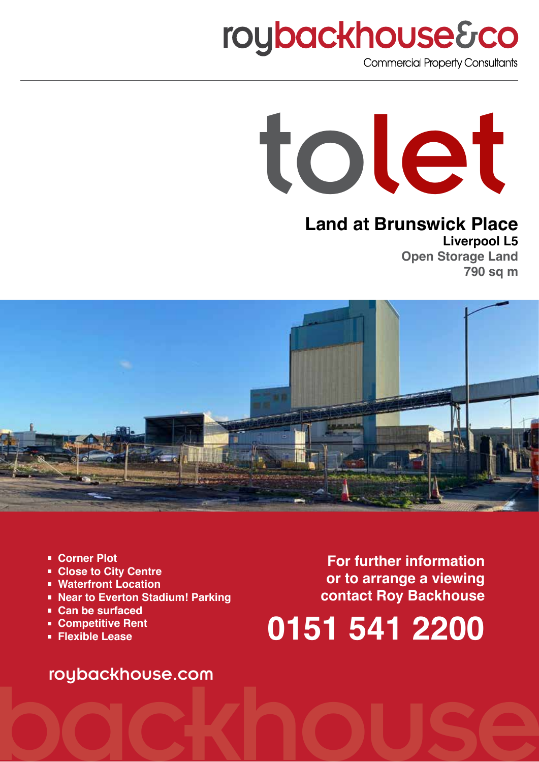roybackhouse&co

Commercial Property Consultants

# to let

## Land at Brunswick Place

**Liverpool L5**

**Open Storage Land**

**790 sq m**

- Corner Plot
- Close to City Centre
- Waterfront Location
- Near to Everton Stadium! Parking
- Can be surfaced
- Competitive Rent
- Flexible Lease

**For further information or to arrange a viewing contact Roy Backhouse**

**0151 541 2200**

roybackhouse.com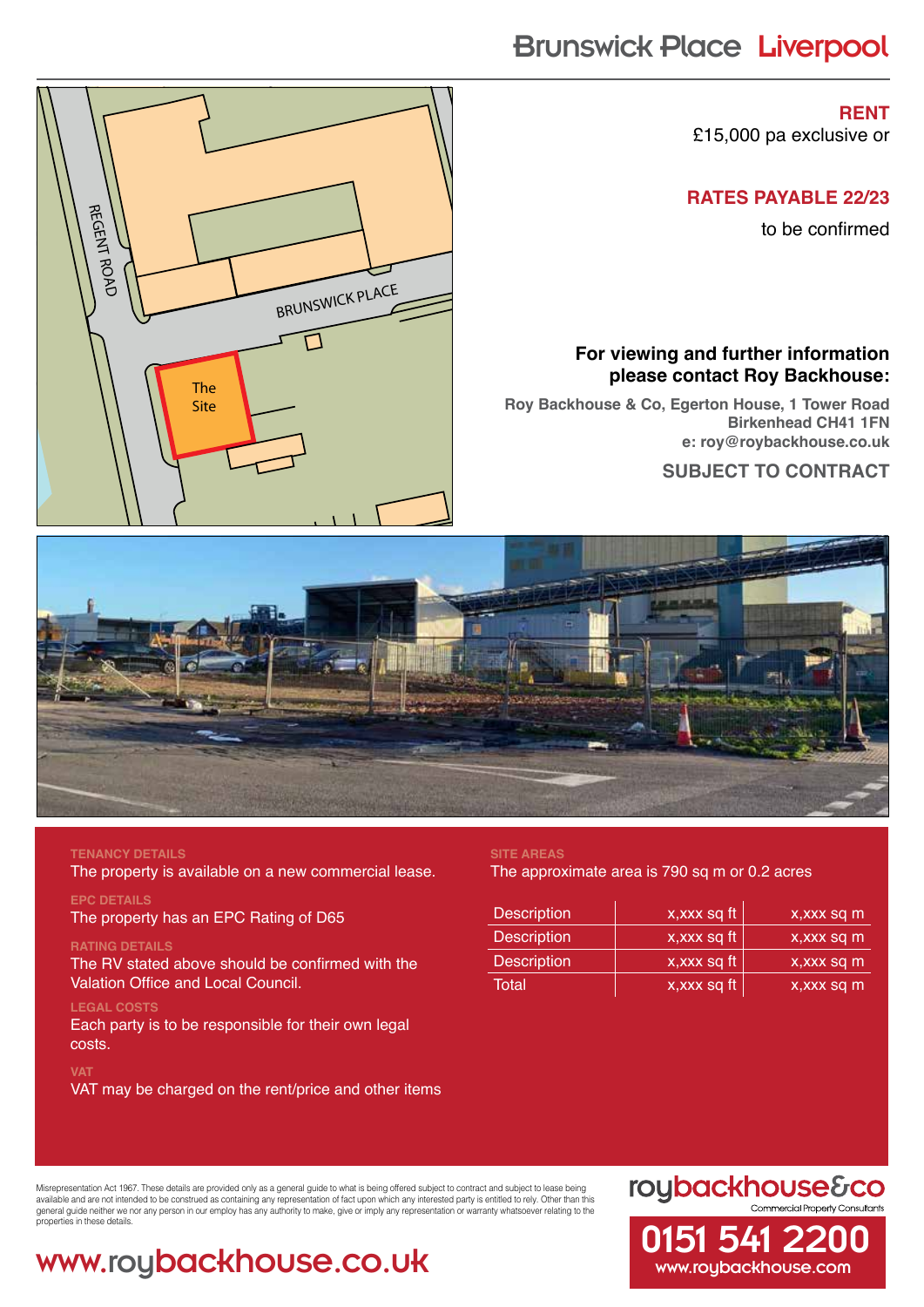# Brunswick Place Liverpool

REGENT ROAD

BRUNSWICK PLACE

The Site

**RENT**

£15,000 pa exclusive or

**RATES PAYABLE 22/23**

to be confirmed

**For viewing and further information please contact Roy Backhouse:**

**Roy Backhouse & Co, Egerton House, 1 Tower Road**
**Birkenhead CH41 1FN**
**e: roy@roybackhouse.co.uk**

**SUBJECT TO CONTRACT**

**TENANCY DETAILS**
The property is available on a new commercial lease.

**EPC DETAILS**
The property has an EPC Rating of D65

**RATING DETAILS**
The RV stated above should be confirmed with the Valation Office and Local Council.

**LEGAL COSTS**
Each party is to be responsible for their own legal costs.

**VAT**
VAT may be charged on the rent/price and other items

**SITE AREAS**
The approximate area is 790 sq m or 0.2 acres

| | | |
|---|---|---|
| Description | x,xxx sq ft | x,xxx sq m |
| Description | x,xxx sq ft | x,xxx sq m |
| Description | x,xxx sq ft | x,xxx sq m |
| Total | x,xxx sq ft | x,xxx sq m |

Misrepresentation Act 1967. These details are provided only as a general guide to what is being offered subject to contract and subject to lease being available and are not intended to be construed as containing any representation of fact upon which any interested party is entitled to rely. Other than this general guide neither we nor any person in our employ has any authority to make, give or imply any representation or warranty whatsoever relating to the properties in these details.

www.roybackhouse.co.uk

roybackhouse&co
Commercial Property Consultants

0151 541 2200
www.roybackhouse.com